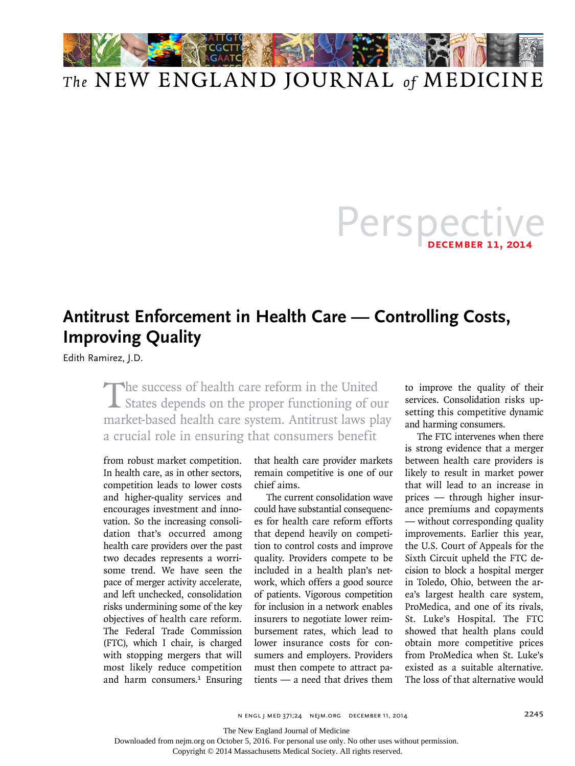# Perspective

December 11, 2014

## Antitrust Enforcement in Health Care — Controlling Costs, Improving Quality

Edith Ramirez, J.D.

The success of health care reform in the United States depends on the proper functioning of our market-based health care system. Antitrust laws play a crucial role in ensuring that consumers benefit from robust market competition. In health care, as in other sectors, competition leads to lower costs and higher-quality services and encourages investment and innovation. So the increasing consolidation that's occurred among health care providers over the past two decades represents a worrisome trend. We have seen the pace of merger activity accelerate, and left unchecked, consolidation risks undermining some of the key objectives of health care reform. The Federal Trade Commission (FTC), which I chair, is charged with stopping mergers that will most likely reduce competition and harm consumers.[1] Ensuring that health care provider markets remain competitive is one of our chief aims.

The current consolidation wave could have substantial consequences for health care reform efforts that depend heavily on competition to control costs and improve quality. Providers compete to be included in a health plan's network, which offers a good source of patients. Vigorous competition for inclusion in a network enables insurers to negotiate lower reimbursement rates, which lead to lower insurance costs for consumers and employers. Providers must then compete to attract patients — a need that drives them to improve the quality of their services. Consolidation risks upsetting this competitive dynamic and harming consumers.

The FTC intervenes when there is strong evidence that a merger between health care providers is likely to result in market power that will lead to an increase in prices — through higher insurance premiums and copayments — without corresponding quality improvements. Earlier this year, the U.S. Court of Appeals for the Sixth Circuit upheld the FTC decision to block a hospital merger in Toledo, Ohio, between the area's largest health care system, ProMedica, and one of its rivals, St. Luke's Hospital. The FTC showed that health plans could obtain more competitive prices from ProMedica when St. Luke's existed as a suitable alternative. The loss of that alternative would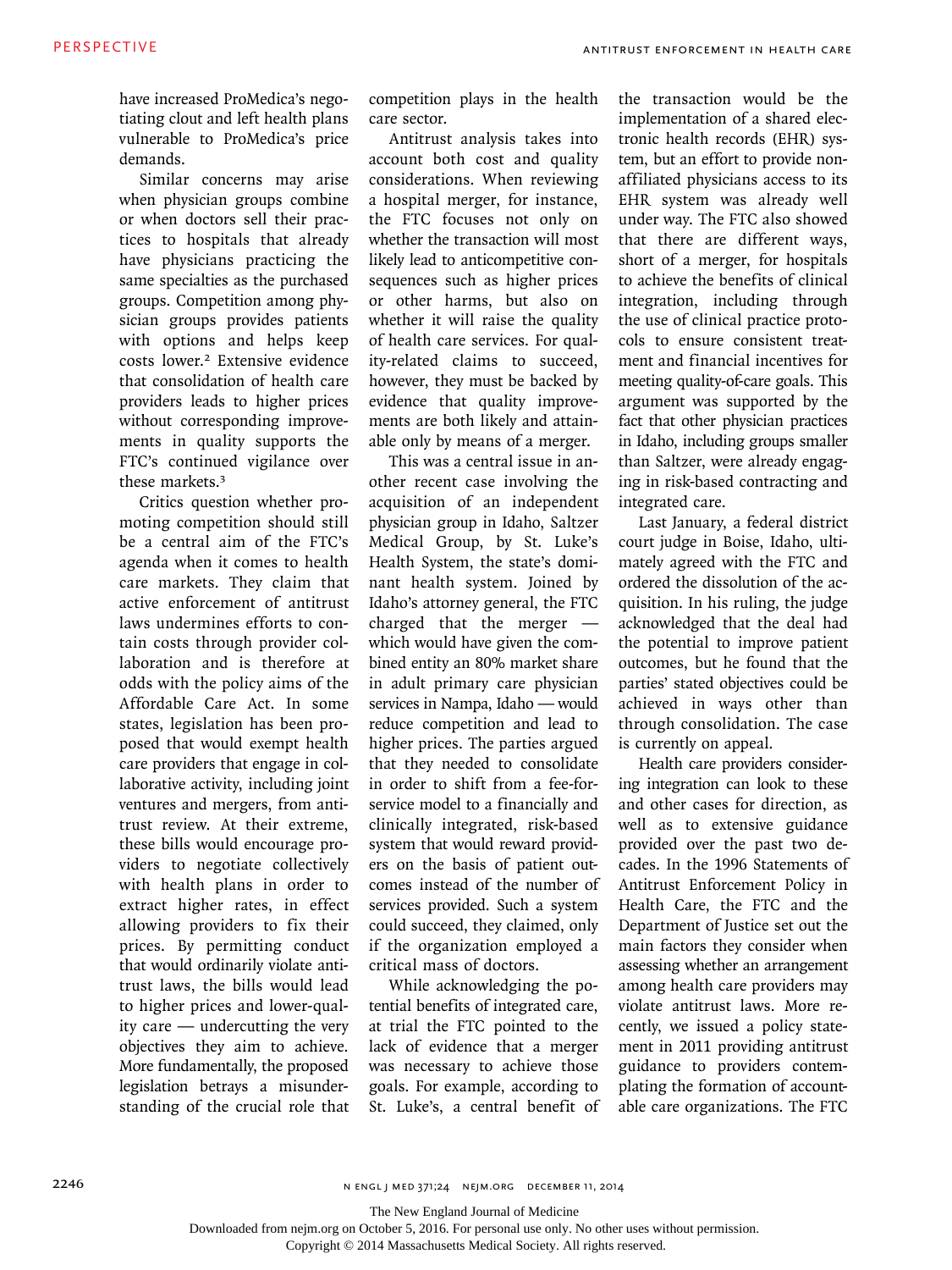have increased ProMedica's negotiating clout and left health plans vulnerable to ProMedica's price demands.

Similar concerns may arise when physician groups combine or when doctors sell their practices to hospitals that already have physicians practicing the same specialties as the purchased groups. Competition among physician groups provides patients with options and helps keep costs lower.[2] Extensive evidence that consolidation of health care providers leads to higher prices without corresponding improvements in quality supports the FTC's continued vigilance over these markets.[3]

Critics question whether promoting competition should still be a central aim of the FTC's agenda when it comes to health care markets. They claim that active enforcement of antitrust laws undermines efforts to contain costs through provider collaboration and is therefore at odds with the policy aims of the Affordable Care Act. In some states, legislation has been proposed that would exempt health care providers that engage in collaborative activity, including joint ventures and mergers, from antitrust review. At their extreme, these bills would encourage providers to negotiate collectively with health plans in order to extract higher rates, in effect allowing providers to fix their prices. By permitting conduct that would ordinarily violate antitrust laws, the bills would lead to higher prices and lower-quality care — undercutting the very objectives they aim to achieve. More fundamentally, the proposed legislation betrays a misunderstanding of the crucial role that competition plays in the health care sector.

Antitrust analysis takes into account both cost and quality considerations. When reviewing a hospital merger, for instance, the FTC focuses not only on whether the transaction will most likely lead to anticompetitive consequences such as higher prices or other harms, but also on whether it will raise the quality of health care services. For quality-related claims to succeed, however, they must be backed by evidence that quality improvements are both likely and attainable only by means of a merger.

This was a central issue in another recent case involving the acquisition of an independent physician group in Idaho, Saltzer Medical Group, by St. Luke's Health System, the state's dominant health system. Joined by Idaho's attorney general, the FTC charged that the merger — which would have given the combined entity an 80% market share in adult primary care physician services in Nampa, Idaho — would reduce competition and lead to higher prices. The parties argued that they needed to consolidate in order to shift from a fee-for-service model to a financially and clinically integrated, risk-based system that would reward providers on the basis of patient outcomes instead of the number of services provided. Such a system could succeed, they claimed, only if the organization employed a critical mass of doctors.

While acknowledging the potential benefits of integrated care, at trial the FTC pointed to the lack of evidence that a merger was necessary to achieve those goals. For example, according to St. Luke's, a central benefit of the transaction would be the implementation of a shared electronic health records (EHR) system, but an effort to provide nonaffiliated physicians access to its EHR system was already well under way. The FTC also showed that there are different ways, short of a merger, for hospitals to achieve the benefits of clinical integration, including through the use of clinical practice protocols to ensure consistent treatment and financial incentives for meeting quality-of-care goals. This argument was supported by the fact that other physician practices in Idaho, including groups smaller than Saltzer, were already engaging in risk-based contracting and integrated care.

Last January, a federal district court judge in Boise, Idaho, ultimately agreed with the FTC and ordered the dissolution of the acquisition. In his ruling, the judge acknowledged that the deal had the potential to improve patient outcomes, but he found that the parties' stated objectives could be achieved in ways other than through consolidation. The case is currently on appeal.

Health care providers considering integration can look to these and other cases for direction, as well as to extensive guidance provided over the past two decades. In the 1996 Statements of Antitrust Enforcement Policy in Health Care, the FTC and the Department of Justice set out the main factors they consider when assessing whether an arrangement among health care providers may violate antitrust laws. More recently, we issued a policy statement in 2011 providing antitrust guidance to providers contemplating the formation of accountable care organizations. The FTC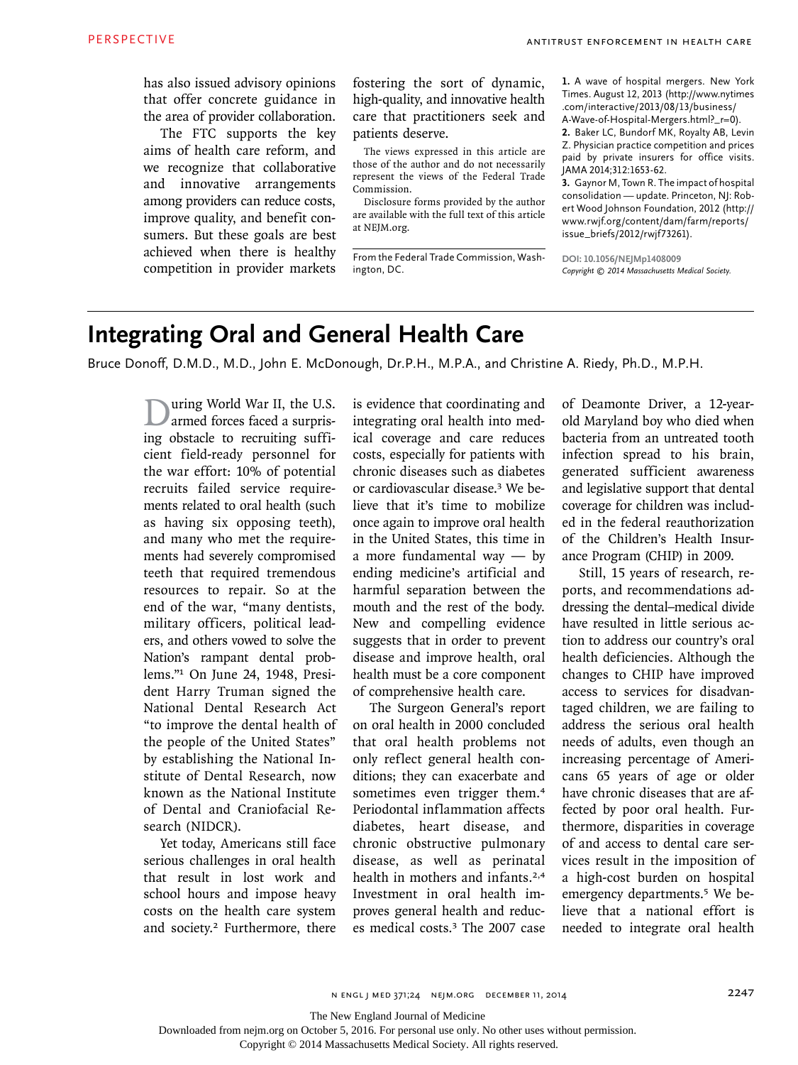has also issued advisory opinions that offer concrete guidance in the area of provider collaboration.

The FTC supports the key aims of health care reform, and we recognize that collaborative and innovative arrangements among providers can reduce costs, improve quality, and benefit consumers. But these goals are best achieved when there is healthy competition in provider markets fostering the sort of dynamic, high-quality, and innovative health care that practitioners seek and patients deserve.

The views expressed in this article are those of the author and do not necessarily represent the views of the Federal Trade Commission.

Disclosure forms provided by the author are available with the full text of this article at NEJM.org.

From the Federal Trade Commission, Washington, DC.

1. A wave of hospital mergers. New York Times. August 12, 2013 (http://www.nytimes.com/interactive/2013/08/13/business/A-Wave-of-Hospital-Mergers.html?_r=0).
2. Baker LC, Bundorf MK, Royalty AB, Levin Z. Physician practice competition and prices paid by private insurers for office visits. JAMA 2014;312:1653-62.
3. Gaynor M, Town R. The impact of hospital consolidation — update. Princeton, NJ: Robert Wood Johnson Foundation, 2012 (http://www.rwjf.org/content/dam/farm/reports/issue_briefs/2012/rwjf73261).

DOI: 10.1056/NEJMp1408009
*Copyright © 2014 Massachusetts Medical Society.*

# Integrating Oral and General Health Care

Bruce Donoff, D.M.D., M.D., John E. McDonough, Dr.P.H., M.P.A., and Christine A. Riedy, Ph.D., M.P.H.

During World War II, the U.S. armed forces faced a surprising obstacle to recruiting sufficient field-ready personnel for the war effort: 10% of potential recruits failed service requirements related to oral health (such as having six opposing teeth), and many who met the requirements had severely compromised teeth that required tremendous resources to repair. So at the end of the war, "many dentists, military officers, political leaders, and others vowed to solve the Nation's rampant dental problems."[1] On June 24, 1948, President Harry Truman signed the National Dental Research Act "to improve the dental health of the people of the United States" by establishing the National Institute of Dental Research, now known as the National Institute of Dental and Craniofacial Research (NIDCR).

Yet today, Americans still face serious challenges in oral health that result in lost work and school hours and impose heavy costs on the health care system and society.[2] Furthermore, there is evidence that coordinating and integrating oral health into medical coverage and care reduces costs, especially for patients with chronic diseases such as diabetes or cardiovascular disease.[3] We believe that it's time to mobilize once again to improve oral health in the United States, this time in a more fundamental way — by ending medicine's artificial and harmful separation between the mouth and the rest of the body. New and compelling evidence suggests that in order to prevent disease and improve health, oral health must be a core component of comprehensive health care.

The Surgeon General's report on oral health in 2000 concluded that oral health problems not only reflect general health conditions; they can exacerbate and sometimes even trigger them.[4] Periodontal inflammation affects diabetes, heart disease, and chronic obstructive pulmonary disease, as well as perinatal health in mothers and infants.[2,4] Investment in oral health improves general health and reduces medical costs.[3] The 2007 case of Deamonte Driver, a 12-year-old Maryland boy who died when bacteria from an untreated tooth infection spread to his brain, generated sufficient awareness and legislative support that dental coverage for children was included in the federal reauthorization of the Children's Health Insurance Program (CHIP) in 2009.

Still, 15 years of research, reports, and recommendations addressing the dental–medical divide have resulted in little serious action to address our country's oral health deficiencies. Although the changes to CHIP have improved access to services for disadvantaged children, we are failing to address the serious oral health needs of adults, even though an increasing percentage of Americans 65 years of age or older have chronic diseases that are affected by poor oral health. Furthermore, disparities in coverage of and access to dental care services result in the imposition of a high-cost burden on hospital emergency departments.[5] We believe that a national effort is needed to integrate oral health